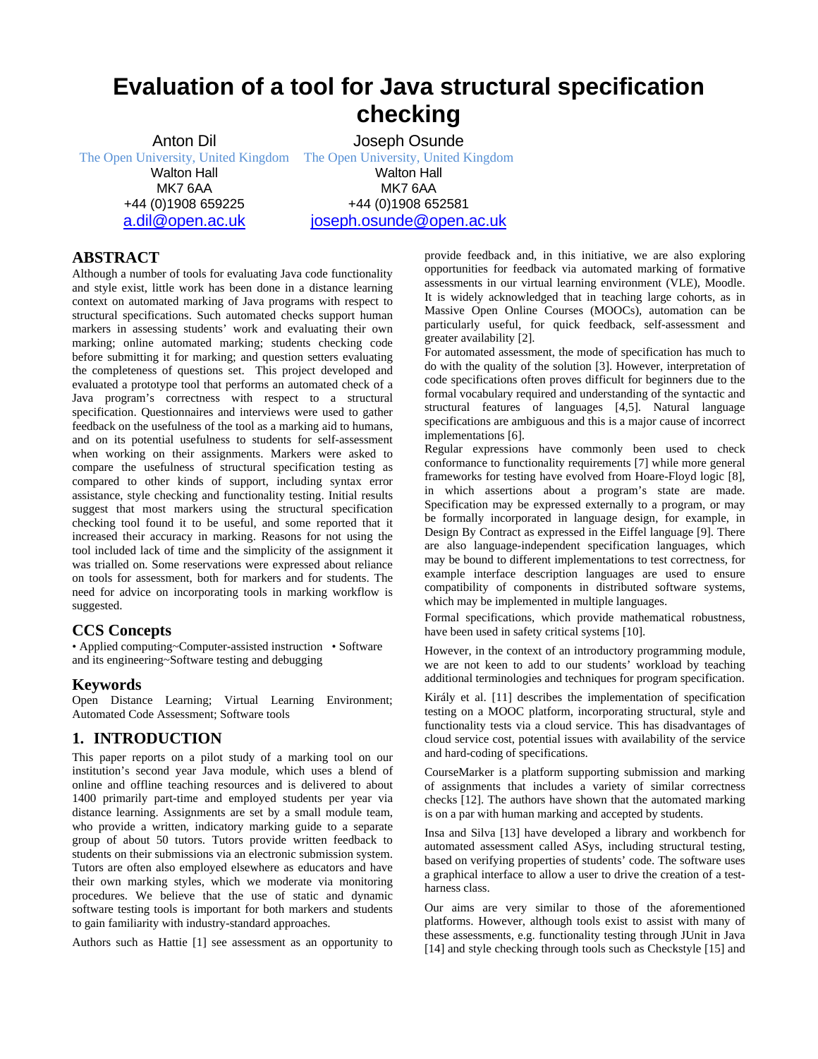# Evaluation of a tool for Java structural specification checking

Anton Dil
The Open University, United Kingdom
Walton Hall
MK7 6AA
+44 (0)1908 659225
a.dil@open.ac.uk

Joseph Osunde
The Open University, United Kingdom
Walton Hall
MK7 6AA
+44 (0)1908 652581
joseph.osunde@open.ac.uk

## ABSTRACT

Although a number of tools for evaluating Java code functionality and style exist, little work has been done in a distance learning context on automated marking of Java programs with respect to structural specifications. Such automated checks support human markers in assessing students' work and evaluating their own marking; online automated marking; students checking code before submitting it for marking; and question setters evaluating the completeness of questions set. This project developed and evaluated a prototype tool that performs an automated check of a Java program's correctness with respect to a structural specification. Questionnaires and interviews were used to gather feedback on the usefulness of the tool as a marking aid to humans, and on its potential usefulness to students for self-assessment when working on their assignments. Markers were asked to compare the usefulness of structural specification testing as compared to other kinds of support, including syntax error assistance, style checking and functionality testing. Initial results suggest that most markers using the structural specification checking tool found it to be useful, and some reported that it increased their accuracy in marking. Reasons for not using the tool included lack of time and the simplicity of the assignment it was trialled on. Some reservations were expressed about reliance on tools for assessment, both for markers and for students. The need for advice on incorporating tools in marking workflow is suggested.

## CCS Concepts

• Applied computing~Computer-assisted instruction • Software and its engineering~Software testing and debugging

## Keywords

Open Distance Learning; Virtual Learning Environment; Automated Code Assessment; Software tools

## 1. INTRODUCTION

This paper reports on a pilot study of a marking tool on our institution's second year Java module, which uses a blend of online and offline teaching resources and is delivered to about 1400 primarily part-time and employed students per year via distance learning. Assignments are set by a small module team, who provide a written, indicatory marking guide to a separate group of about 50 tutors. Tutors provide written feedback to students on their submissions via an electronic submission system. Tutors are often also employed elsewhere as educators and have their own marking styles, which we moderate via monitoring procedures. We believe that the use of static and dynamic software testing tools is important for both markers and students to gain familiarity with industry-standard approaches.

Authors such as Hattie [1] see assessment as an opportunity to provide feedback and, in this initiative, we are also exploring opportunities for feedback via automated marking of formative assessments in our virtual learning environment (VLE), Moodle. It is widely acknowledged that in teaching large cohorts, as in Massive Open Online Courses (MOOCs), automation can be particularly useful, for quick feedback, self-assessment and greater availability [2].

For automated assessment, the mode of specification has much to do with the quality of the solution [3]. However, interpretation of code specifications often proves difficult for beginners due to the formal vocabulary required and understanding of the syntactic and structural features of languages [4,5]. Natural language specifications are ambiguous and this is a major cause of incorrect implementations [6].

Regular expressions have commonly been used to check conformance to functionality requirements [7] while more general frameworks for testing have evolved from Hoare-Floyd logic [8], in which assertions about a program's state are made. Specification may be expressed externally to a program, or may be formally incorporated in language design, for example, in Design By Contract as expressed in the Eiffel language [9]. There are also language-independent specification languages, which may be bound to different implementations to test correctness, for example interface description languages are used to ensure compatibility of components in distributed software systems, which may be implemented in multiple languages.

Formal specifications, which provide mathematical robustness, have been used in safety critical systems [10].

However, in the context of an introductory programming module, we are not keen to add to our students' workload by teaching additional terminologies and techniques for program specification.

Király et al. [11] describes the implementation of specification testing on a MOOC platform, incorporating structural, style and functionality tests via a cloud service. This has disadvantages of cloud service cost, potential issues with availability of the service and hard-coding of specifications.

CourseMarker is a platform supporting submission and marking of assignments that includes a variety of similar correctness checks [12]. The authors have shown that the automated marking is on a par with human marking and accepted by students.

Insa and Silva [13] have developed a library and workbench for automated assessment called ASys, including structural testing, based on verifying properties of students' code. The software uses a graphical interface to allow a user to drive the creation of a test-harness class.

Our aims are very similar to those of the aforementioned platforms. However, although tools exist to assist with many of these assessments, e.g. functionality testing through JUnit in Java [14] and style checking through tools such as Checkstyle [15] and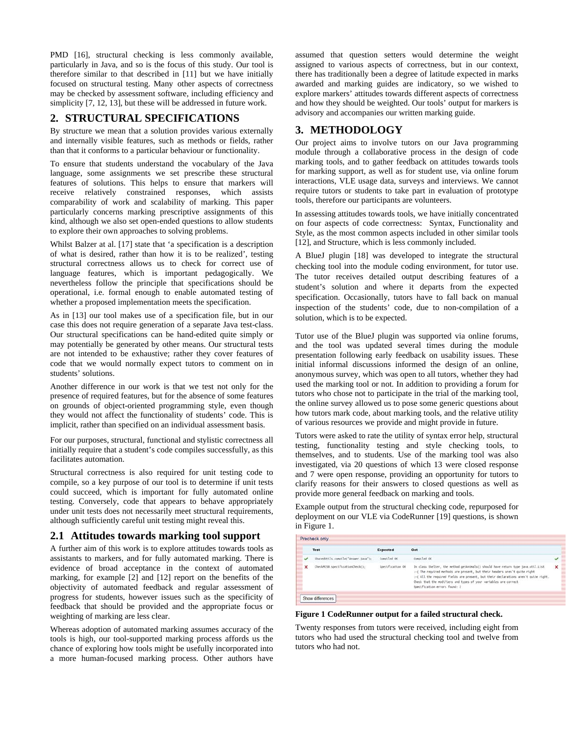PMD [16], structural checking is less commonly available, particularly in Java, and so is the focus of this study. Our tool is therefore similar to that described in [11] but we have initially focused on structural testing. Many other aspects of correctness may be checked by assessment software, including efficiency and simplicity [7, 12, 13], but these will be addressed in future work.

## 2. STRUCTURAL SPECIFICATIONS

By structure we mean that a solution provides various externally and internally visible features, such as methods or fields, rather than that it conforms to a particular behaviour or functionality.

To ensure that students understand the vocabulary of the Java language, some assignments we set prescribe these structural features of solutions. This helps to ensure that markers will receive relatively constrained responses, which assists comparability of work and scalability of marking. This paper particularly concerns marking prescriptive assignments of this kind, although we also set open-ended questions to allow students to explore their own approaches to solving problems.

Whilst Balzer at al. [17] state that 'a specification is a description of what is desired, rather than how it is to be realized', testing structural correctness allows us to check for correct use of language features, which is important pedagogically. We nevertheless follow the principle that specifications should be operational, i.e. formal enough to enable automated testing of whether a proposed implementation meets the specification.

As in [13] our tool makes use of a specification file, but in our case this does not require generation of a separate Java test-class. Our structural specifications can be hand-edited quite simply or may potentially be generated by other means. Our structural tests are not intended to be exhaustive; rather they cover features of code that we would normally expect tutors to comment on in students' solutions.

Another difference in our work is that we test not only for the presence of required features, but for the absence of some features on grounds of object-oriented programming style, even though they would not affect the functionality of students' code. This is implicit, rather than specified on an individual assessment basis.

For our purposes, structural, functional and stylistic correctness all initially require that a student's code compiles successfully, as this facilitates automation.

Structural correctness is also required for unit testing code to compile, so a key purpose of our tool is to determine if unit tests could succeed, which is important for fully automated online testing. Conversely, code that appears to behave appropriately under unit tests does not necessarily meet structural requirements, although sufficiently careful unit testing might reveal this.

### 2.1 Attitudes towards marking tool support

A further aim of this work is to explore attitudes towards tools as assistants to markers, and for fully automated marking. There is evidence of broad acceptance in the context of automated marking, for example [2] and [12] report on the benefits of the objectivity of automated feedback and regular assessment of progress for students, however issues such as the specificity of feedback that should be provided and the appropriate focus or weighting of marking are less clear.

Whereas adoption of automated marking assumes accuracy of the tools is high, our tool-supported marking process affords us the chance of exploring how tools might be usefully incorporated into a more human-focused marking process. Other authors have assumed that question setters would determine the weight assigned to various aspects of correctness, but in our context, there has traditionally been a degree of latitude expected in marks awarded and marking guides are indicatory, so we wished to explore markers' attitudes towards different aspects of correctness and how they should be weighted. Our tools' output for markers is advisory and accompanies our written marking guide.

## 3. METHODOLOGY

Our project aims to involve tutors on our Java programming module through a collaborative process in the design of code marking tools, and to gather feedback on attitudes towards tools for marking support, as well as for student use, via online forum interactions, VLE usage data, surveys and interviews. We cannot require tutors or students to take part in evaluation of prototype tools, therefore our participants are volunteers.

In assessing attitudes towards tools, we have initially concentrated on four aspects of code correctness: Syntax, Functionality and Style, as the most common aspects included in other similar tools [12], and Structure, which is less commonly included.

A BlueJ plugin [18] was developed to integrate the structural checking tool into the module coding environment, for tutor use. The tutor receives detailed output describing features of a student's solution and where it departs from the expected specification. Occasionally, tutors have to fall back on manual inspection of the students' code, due to non-compilation of a solution, which is to be expected.

Tutor use of the BlueJ plugin was supported via online forums, and the tool was updated several times during the module presentation following early feedback on usability issues. These initial informal discussions informed the design of an online, anonymous survey, which was open to all tutors, whether they had used the marking tool or not. In addition to providing a forum for tutors who chose not to participate in the trial of the marking tool, the online survey allowed us to pose some generic questions about how tutors mark code, about marking tools, and the relative utility of various resources we provide and might provide in future.

Tutors were asked to rate the utility of syntax error help, structural testing, functionality testing and style checking tools, to themselves, and to students. Use of the marking tool was also investigated, via 20 questions of which 13 were closed response and 7 were open response, providing an opportunity for tutors to clarify reasons for their answers to closed questions as well as provide more general feedback on marking and tools.

Example output from the structural checking code, repurposed for deployment on our VLE via CodeRunner [19] questions, is shown in Figure 1.

Precheck only

| | Test | Expected | Got | |
|---|---|---|---|---|
| ✔ | SharedUtils.compile("Answer.java"); | Compiled OK | Compiled OK | ✔ |
| ✘ | CheckM150.specificationCheck(); | Specification OK | In class Shelter, the method getAnimals() should have return type java.util.List<br>:-( The required methods are present, but their headers aren't quite right<br>:-( All the required fields are present, but their declarations aren't quite right.<br>Check that the modifiers and types of your variables are correct<br>Specification errors found: 1 | ✘ |

Show differences

**Figure 1 CodeRunner output for a failed structural check.**

Twenty responses from tutors were received, including eight from tutors who had used the structural checking tool and twelve from tutors who had not.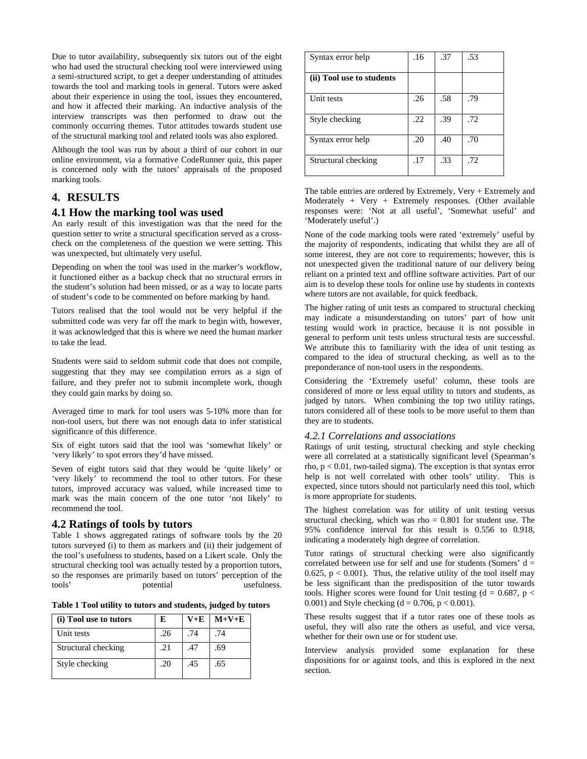Due to tutor availability, subsequently six tutors out of the eight who had used the structural checking tool were interviewed using a semi-structured script, to get a deeper understanding of attitudes towards the tool and marking tools in general. Tutors were asked about their experience in using the tool, issues they encountered, and how it affected their marking. An inductive analysis of the interview transcripts was then performed to draw out the commonly occurring themes. Tutor attitudes towards student use of the structural marking tool and related tools was also explored.

Although the tool was run by about a third of our cohort in our online environment, via a formative CodeRunner quiz, this paper is concerned only with the tutors' appraisals of the proposed marking tools.

## 4. RESULTS

### 4.1 How the marking tool was used

An early result of this investigation was that the need for the question setter to write a structural specification served as a cross-check on the completeness of the question we were setting. This was unexpected, but ultimately very useful.

Depending on when the tool was used in the marker's workflow, it functioned either as a backup check that no structural errors in the student's solution had been missed, or as a way to locate parts of student's code to be commented on before marking by hand.

Tutors realised that the tool would not be very helpful if the submitted code was very far off the mark to begin with, however, it was acknowledged that this is where we need the human marker to take the lead.

Students were said to seldom submit code that does not compile, suggesting that they may see compilation errors as a sign of failure, and they prefer not to submit incomplete work, though they could gain marks by doing so.

Averaged time to mark for tool users was 5-10% more than for non-tool users, but there was not enough data to infer statistical significance of this difference.

Six of eight tutors said that the tool was 'somewhat likely' or 'very likely' to spot errors they'd have missed.

Seven of eight tutors said that they would be 'quite likely' or 'very likely' to recommend the tool to other tutors. For these tutors, improved accuracy was valued, while increased time to mark was the main concern of the one tutor 'not likely' to recommend the tool.

### 4.2 Ratings of tools by tutors

Table 1 shows aggregated ratings of software tools by the 20 tutors surveyed (i) to them as markers and (ii) their judgement of the tool's usefulness to students, based on a Likert scale. Only the structural checking tool was actually tested by a proportion tutors, so the responses are primarily based on tutors' perception of the tools' potential usefulness.

**Table 1 Tool utility to tutors and students, judged by tutors**

| **(i) Tool use to tutors** | **E** | **V+E** | **M+V+E** |
|---|---|---|---|
| Unit tests | .26 | .74 | .74 |
| Structural checking | .21 | .47 | .69 |
| Style checking | .20 | .45 | .65 |
| Syntax error help | .16 | .37 | .53 |
| **(ii) Tool use to students** | | | |
| Unit tests | .26 | .58 | .79 |
| Style checking | .22 | .39 | .72 |
| Syntax error help | .20 | .40 | .70 |
| Structural checking | .17 | .33 | .72 |

The table entries are ordered by Extremely, Very + Extremely and Moderately + Very + Extremely responses. (Other available responses were: 'Not at all useful', 'Somewhat useful' and 'Moderately useful'.)

None of the code marking tools were rated 'extremely' useful by the majority of respondents, indicating that whilst they are all of some interest, they are not core to requirements; however, this is not unexpected given the traditional nature of our delivery being reliant on a printed text and offline software activities. Part of our aim is to develop these tools for online use by students in contexts where tutors are not available, for quick feedback.

The higher rating of unit tests as compared to structural checking may indicate a misunderstanding on tutors' part of how unit testing would work in practice, because it is not possible in general to perform unit tests unless structural tests are successful. We attribute this to familiarity with the idea of unit testing as compared to the idea of structural checking, as well as to the preponderance of non-tool users in the respondents.

Considering the 'Extremely useful' column, these tools are considered of more or less equal utility to tutors and students, as judged by tutors. When combining the top two utility ratings, tutors considered all of these tools to be more useful to them than they are to students.

#### *4.2.1 Correlations and associations*

Ratings of unit testing, structural checking and style checking were all correlated at a statistically significant level (Spearman's rho, $p < 0.01$, two-tailed sigma). The exception is that syntax error help is not well correlated with other tools' utility. This is expected, since tutors should not particularly need this tool, which is more appropriate for students.

The highest correlation was for utility of unit testing versus structural checking, which was rho = 0.801 for student use. The 95% confidence interval for this result is 0.556 to 0.918, indicating a moderately high degree of correlation.

Tutor ratings of structural checking were also significantly correlated between use for self and use for students (Somers' $d = 0.625$, $p < 0.001$). Thus, the relative utility of the tool itself may be less significant than the predisposition of the tutor towards tools. Higher scores were found for Unit testing ($d = 0.687$, $p < 0.001$) and Style checking ($d = 0.706$, $p < 0.001$).

These results suggest that if a tutor rates one of these tools as useful, they will also rate the others as useful, and vice versa, whether for their own use or for student use.

Interview analysis provided some explanation for these dispositions for or against tools, and this is explored in the next section.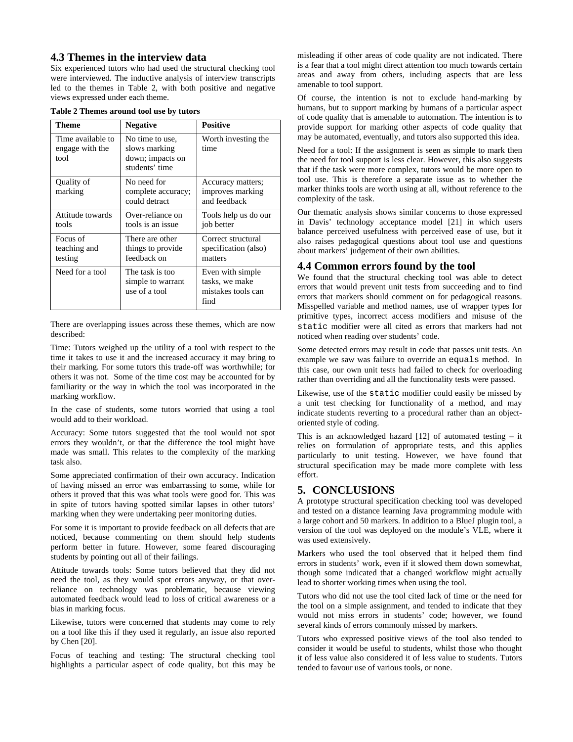### 4.3 Themes in the interview data

Six experienced tutors who had used the structural checking tool were interviewed. The inductive analysis of interview transcripts led to the themes in Table 2, with both positive and negative views expressed under each theme.

**Table 2 Themes around tool use by tutors**

| Theme | Negative | Positive |
|---|---|---|
| Time available to engage with the tool | No time to use, slows marking down; impacts on students' time | Worth investing the time |
| Quality of marking | No need for complete accuracy; could detract | Accuracy matters; improves marking and feedback |
| Attitude towards tools | Over-reliance on tools is an issue | Tools help us do our job better |
| Focus of teaching and testing | There are other things to provide feedback on | Correct structural specification (also) matters |
| Need for a tool | The task is too simple to warrant use of a tool | Even with simple tasks, we make mistakes tools can find |

There are overlapping issues across these themes, which are now described:

Time: Tutors weighed up the utility of a tool with respect to the time it takes to use it and the increased accuracy it may bring to their marking. For some tutors this trade-off was worthwhile; for others it was not. Some of the time cost may be accounted for by familiarity or the way in which the tool was incorporated in the marking workflow.

In the case of students, some tutors worried that using a tool would add to their workload.

Accuracy: Some tutors suggested that the tool would not spot errors they wouldn't, or that the difference the tool might have made was small. This relates to the complexity of the marking task also.

Some appreciated confirmation of their own accuracy. Indication of having missed an error was embarrassing to some, while for others it proved that this was what tools were good for. This was in spite of tutors having spotted similar lapses in other tutors' marking when they were undertaking peer monitoring duties.

For some it is important to provide feedback on all defects that are noticed, because commenting on them should help students perform better in future. However, some feared discouraging students by pointing out all of their failings.

Attitude towards tools: Some tutors believed that they did not need the tool, as they would spot errors anyway, or that over-reliance on technology was problematic, because viewing automated feedback would lead to loss of critical awareness or a bias in marking focus.

Likewise, tutors were concerned that students may come to rely on a tool like this if they used it regularly, an issue also reported by Chen [20].

Focus of teaching and testing: The structural checking tool highlights a particular aspect of code quality, but this may be misleading if other areas of code quality are not indicated. There is a fear that a tool might direct attention too much towards certain areas and away from others, including aspects that are less amenable to tool support.

Of course, the intention is not to exclude hand-marking by humans, but to support marking by humans of a particular aspect of code quality that is amenable to automation. The intention is to provide support for marking other aspects of code quality that may be automated, eventually, and tutors also supported this idea.

Need for a tool: If the assignment is seen as simple to mark then the need for tool support is less clear. However, this also suggests that if the task were more complex, tutors would be more open to tool use. This is therefore a separate issue as to whether the marker thinks tools are worth using at all, without reference to the complexity of the task.

Our thematic analysis shows similar concerns to those expressed in Davis' technology acceptance model [21] in which users balance perceived usefulness with perceived ease of use, but it also raises pedagogical questions about tool use and questions about markers' judgement of their own abilities.

### 4.4 Common errors found by the tool

We found that the structural checking tool was able to detect errors that would prevent unit tests from succeeding and to find errors that markers should comment on for pedagogical reasons. Misspelled variable and method names, use of wrapper types for primitive types, incorrect access modifiers and misuse of the `static` modifier were all cited as errors that markers had not noticed when reading over students' code.

Some detected errors may result in code that passes unit tests. An example we saw was failure to override an `equals` method. In this case, our own unit tests had failed to check for overloading rather than overriding and all the functionality tests were passed.

Likewise, use of the `static` modifier could easily be missed by a unit test checking for functionality of a method, and may indicate students reverting to a procedural rather than an object-oriented style of coding.

This is an acknowledged hazard [12] of automated testing – it relies on formulation of appropriate tests, and this applies particularly to unit testing. However, we have found that structural specification may be made more complete with less effort.

## 5. CONCLUSIONS

A prototype structural specification checking tool was developed and tested on a distance learning Java programming module with a large cohort and 50 markers. In addition to a BlueJ plugin tool, a version of the tool was deployed on the module's VLE, where it was used extensively.

Markers who used the tool observed that it helped them find errors in students' work, even if it slowed them down somewhat, though some indicated that a changed workflow might actually lead to shorter working times when using the tool.

Tutors who did not use the tool cited lack of time or the need for the tool on a simple assignment, and tended to indicate that they would not miss errors in students' code; however, we found several kinds of errors commonly missed by markers.

Tutors who expressed positive views of the tool also tended to consider it would be useful to students, whilst those who thought it of less value also considered it of less value to students. Tutors tended to favour use of various tools, or none.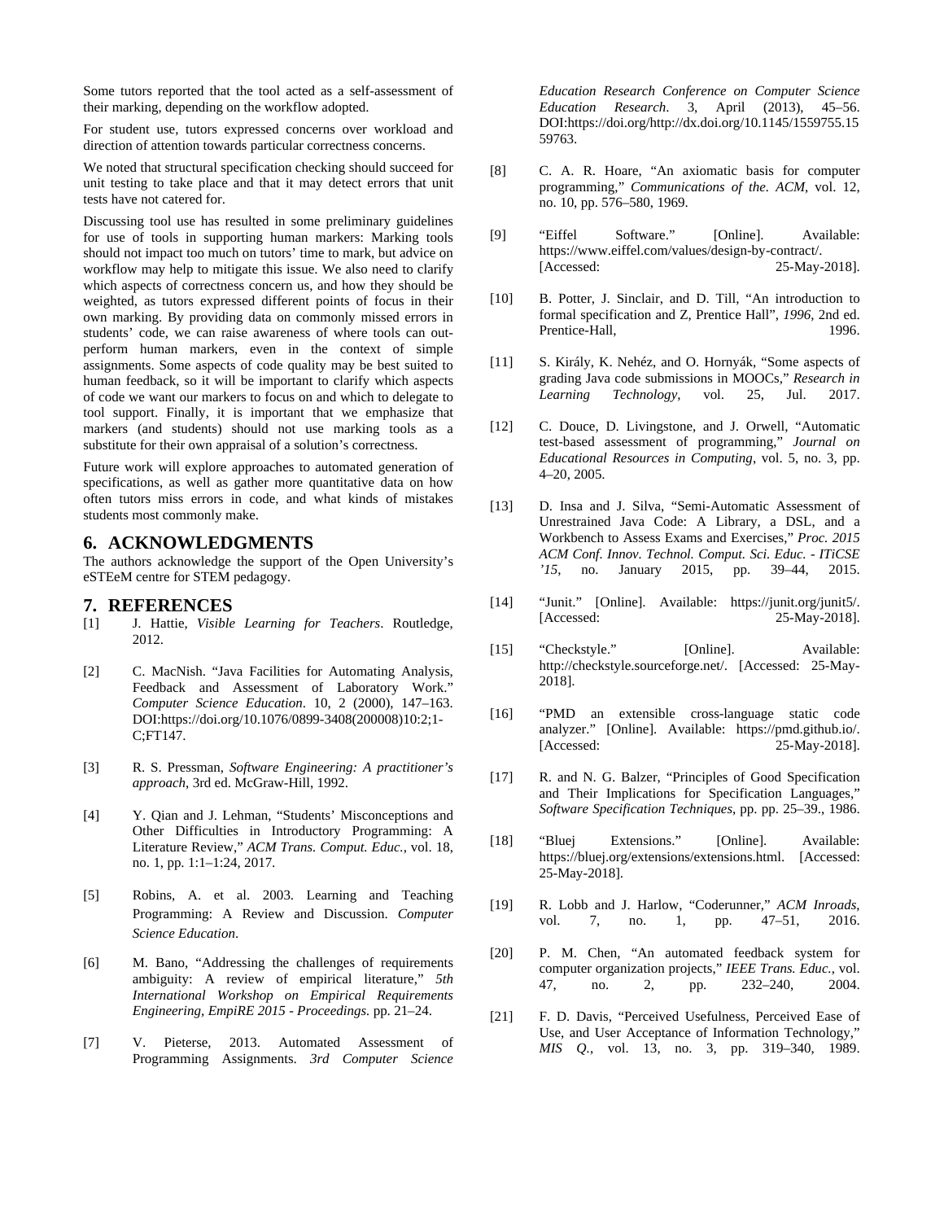Some tutors reported that the tool acted as a self-assessment of their marking, depending on the workflow adopted.

For student use, tutors expressed concerns over workload and direction of attention towards particular correctness concerns.

We noted that structural specification checking should succeed for unit testing to take place and that it may detect errors that unit tests have not catered for.

Discussing tool use has resulted in some preliminary guidelines for use of tools in supporting human markers: Marking tools should not impact too much on tutors' time to mark, but advice on workflow may help to mitigate this issue. We also need to clarify which aspects of correctness concern us, and how they should be weighted, as tutors expressed different points of focus in their own marking. By providing data on commonly missed errors in students' code, we can raise awareness of where tools can out-perform human markers, even in the context of simple assignments. Some aspects of code quality may be best suited to human feedback, so it will be important to clarify which aspects of code we want our markers to focus on and which to delegate to tool support. Finally, it is important that we emphasize that markers (and students) should not use marking tools as a substitute for their own appraisal of a solution's correctness.

Future work will explore approaches to automated generation of specifications, as well as gather more quantitative data on how often tutors miss errors in code, and what kinds of mistakes students most commonly make.

## 6. ACKNOWLEDGMENTS

The authors acknowledge the support of the Open University's eSTEeM centre for STEM pedagogy.

## 7. REFERENCES

[1] J. Hattie, *Visible Learning for Teachers*. Routledge, 2012.

[2] C. MacNish. "Java Facilities for Automating Analysis, Feedback and Assessment of Laboratory Work." *Computer Science Education*. 10, 2 (2000), 147–163. DOI:https://doi.org/10.1076/0899-3408(200008)10:2;1-C;FT147.

[3] R. S. Pressman, *Software Engineering: A practitioner's approach*, 3rd ed. McGraw-Hill, 1992.

[4] Y. Qian and J. Lehman, "Students' Misconceptions and Other Difficulties in Introductory Programming: A Literature Review," *ACM Trans. Comput. Educ.*, vol. 18, no. 1, pp. 1:1–1:24, 2017.

[5] Robins, A. et al. 2003. Learning and Teaching Programming: A Review and Discussion. *Computer Science Education*.

[6] M. Bano, "Addressing the challenges of requirements ambiguity: A review of empirical literature," *5th International Workshop on Empirical Requirements Engineering, EmpiRE 2015 - Proceedings.* pp. 21–24.

[7] V. Pieterse, 2013. Automated Assessment of Programming Assignments. *3rd Computer Science Education Research Conference on Computer Science Education Research*. 3, April (2013), 45–56. DOI:https://doi.org/http://dx.doi.org/10.1145/1559755.1559763.

[8] C. A. R. Hoare, "An axiomatic basis for computer programming," *Communications of the. ACM*, vol. 12, no. 10, pp. 576–580, 1969.

[9] "Eiffel Software." [Online]. Available: https://www.eiffel.com/values/design-by-contract/. [Accessed: 25-May-2018].

[10] B. Potter, J. Sinclair, and D. Till, "An introduction to formal specification and Z, Prentice Hall", *1996*, 2nd ed. Prentice-Hall, 1996.

[11] S. Király, K. Nehéz, and O. Hornyák, "Some aspects of grading Java code submissions in MOOCs," *Research in Learning Technology*, vol. 25, Jul. 2017.

[12] C. Douce, D. Livingstone, and J. Orwell, "Automatic test-based assessment of programming," *Journal on Educational Resources in Computing*, vol. 5, no. 3, pp. 4–20, 2005.

[13] D. Insa and J. Silva, "Semi-Automatic Assessment of Unrestrained Java Code: A Library, a DSL, and a Workbench to Assess Exams and Exercises," *Proc. 2015 ACM Conf. Innov. Technol. Comput. Sci. Educ. - ITiCSE '15*, no. January 2015, pp. 39–44, 2015.

[14] "Junit." [Online]. Available: https://junit.org/junit5/. [Accessed: 25-May-2018].

[15] "Checkstyle." [Online]. Available: http://checkstyle.sourceforge.net/. [Accessed: 25-May-2018].

[16] "PMD an extensible cross-language static code analyzer." [Online]. Available: https://pmd.github.io/. [Accessed: 25-May-2018].

[17] R. and N. G. Balzer, "Principles of Good Specification and Their Implications for Specification Languages," *Software Specification Techniques*, pp. pp. 25–39., 1986.

[18] "Bluej Extensions." [Online]. Available: https://bluej.org/extensions/extensions.html. [Accessed: 25-May-2018].

[19] R. Lobb and J. Harlow, "Coderunner," *ACM Inroads*, vol. 7, no. 1, pp. 47–51, 2016.

[20] P. M. Chen, "An automated feedback system for computer organization projects," *IEEE Trans. Educ.*, vol. 47, no. 2, pp. 232–240, 2004.

[21] F. D. Davis, "Perceived Usefulness, Perceived Ease of Use, and User Acceptance of Information Technology," *MIS Q.*, vol. 13, no. 3, pp. 319–340, 1989.